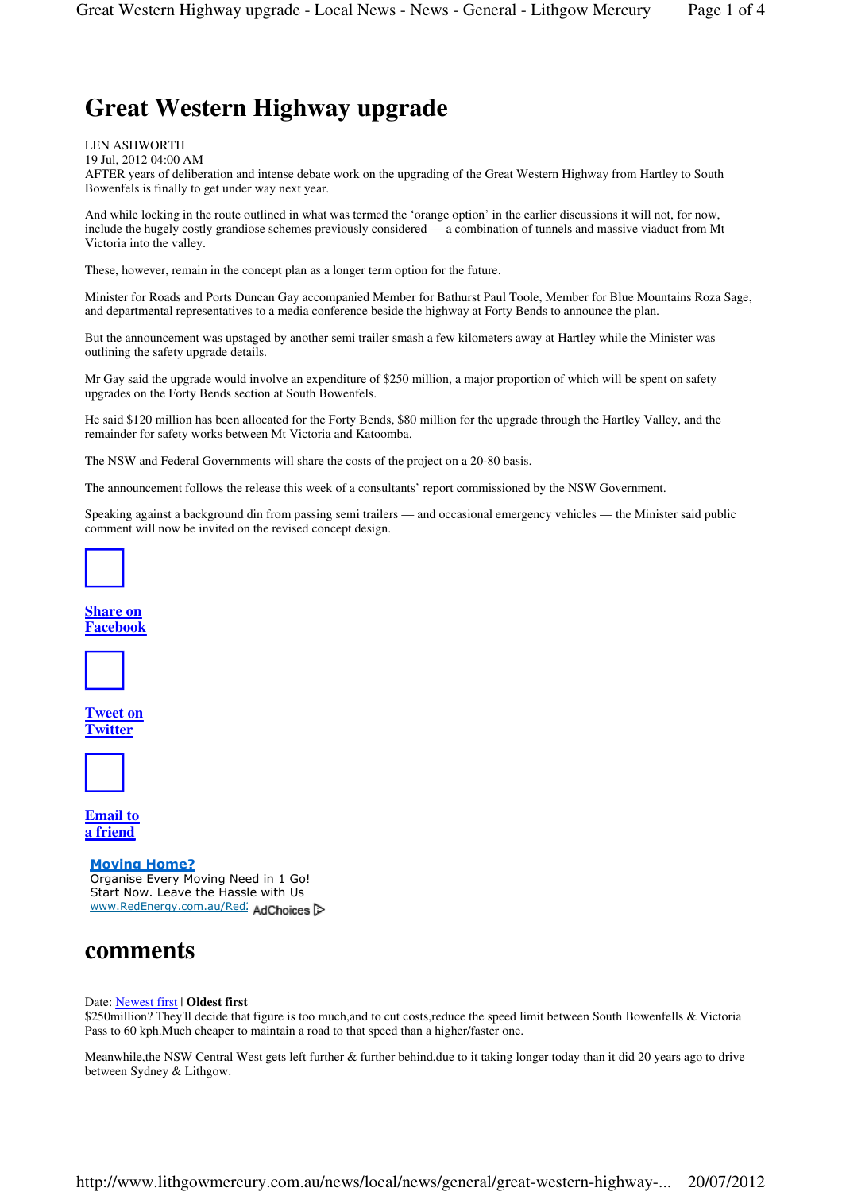# Great Western Highway upgrade

LEN ASHWORTH
19 Jul, 2012 04:00 AM

AFTER years of deliberation and intense debate work on the upgrading of the Great Western Highway from Hartley to South Bowenfels is finally to get under way next year.

And while locking in the route outlined in what was termed the ‘orange option’ in the earlier discussions it will not, for now, include the hugely costly grandiose schemes previously considered — a combination of tunnels and massive viaduct from Mt Victoria into the valley.

These, however, remain in the concept plan as a longer term option for the future.

Minister for Roads and Ports Duncan Gay accompanied Member for Bathurst Paul Toole, Member for Blue Mountains Roza Sage, and departmental representatives to a media conference beside the highway at Forty Bends to announce the plan.

But the announcement was upstaged by another semi trailer smash a few kilometers away at Hartley while the Minister was outlining the safety upgrade details.

Mr Gay said the upgrade would involve an expenditure of $250 million, a major proportion of which will be spent on safety upgrades on the Forty Bends section at South Bowenfels.

He said $120 million has been allocated for the Forty Bends, $80 million for the upgrade through the Hartley Valley, and the remainder for safety works between Mt Victoria and Katoomba.

The NSW and Federal Governments will share the costs of the project on a 20-80 basis.

The announcement follows the release this week of a consultants’ report commissioned by the NSW Government.

Speaking against a background din from passing semi trailers — and occasional emergency vehicles — the Minister said public comment will now be invited on the revised concept design.

**Share on Facebook**

**Tweet on Twitter**

**Email to a friend**

**Moving Home?**
Organise Every Moving Need in 1 Go! Start Now. Leave the Hassle with Us
www.RedEnergy.com.au/Red: AdChoices

## comments

Date: Newest first | **Oldest first**

$250million? They'll decide that figure is too much,and to cut costs,reduce the speed limit between South Bowenfells & Victoria Pass to 60 kph.Much cheaper to maintain a road to that speed than a higher/faster one.

Meanwhile,the NSW Central West gets left further & further behind,due to it taking longer today than it did 20 years ago to drive between Sydney & Lithgow.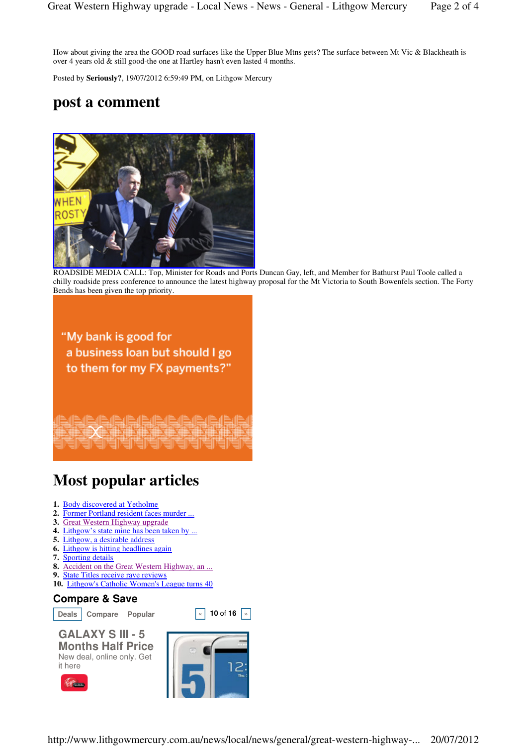How about giving the area the GOOD road surfaces like the Upper Blue Mtns gets? The surface between Mt Vic & Blackheath is over 4 years old & still good-the one at Hartley hasn't even lasted 4 months.

Posted by **Seriously?**, 19/07/2012 6:59:49 PM, on Lithgow Mercury

## post a comment

ROADSIDE MEDIA CALL: Top, Minister for Roads and Ports Duncan Gay, left, and Member for Bathurst Paul Toole called a chilly roadside press conference to announce the latest highway proposal for the Mt Victoria to South Bowenfels section. The Forty Bends has been given the top priority.

## Most popular articles

1. Body discovered at Yetholme
2. Former Portland resident faces murder ...
3. Great Western Highway upgrade
4. Lithgow's state mine has been taken by ...
5. Lithgow, a desirable address
6. Lithgow is hitting headlines again
7. Sporting details
8. Accident on the Great Western Highway, an ...
9. State Titles receive rave reviews
10. Lithgow's Catholic Women's League turns 40

### Compare & Save

Deals Compare Popular « 10 of 16 »

**GALAXY S III - 5 Months Half Price**

New deal, online only. Get it here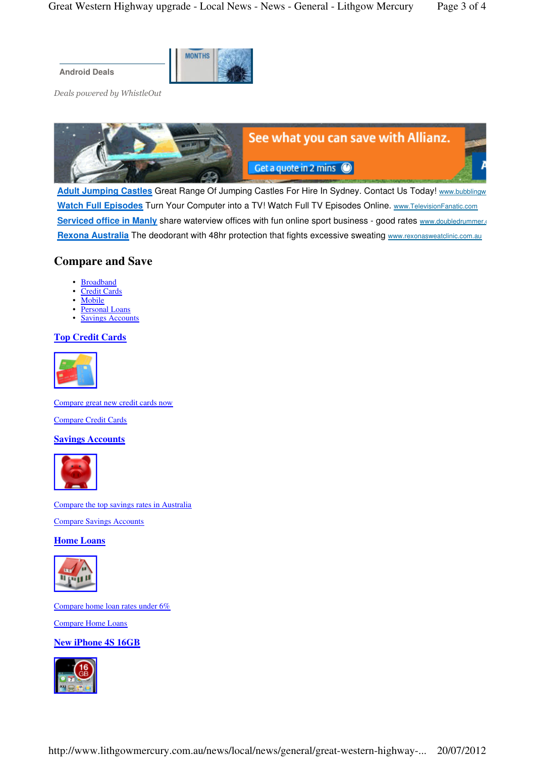Android Deals

*Deals powered by WhistleOut*

**Adult Jumping Castles** Great Range Of Jumping Castles For Hire In Sydney. Contact Us Today! www.bubblingw

**Watch Full Episodes** Turn Your Computer into a TV! Watch Full TV Episodes Online. www.TelevisionFanatic.com

**Serviced office in Manly** share waterview offices with fun online sport business - good rates www.doubledrummer.c

**Rexona Australia** The deodorant with 48hr protection that fights excessive sweating www.rexonasweatclinic.com.au

## Compare and Save

- Broadband
- Credit Cards
- Mobile
- Personal Loans
- Savings Accounts

### Top Credit Cards

Compare great new credit cards now

Compare Credit Cards

### Savings Accounts

Compare the top savings rates in Australia

Compare Savings Accounts

### Home Loans

Compare home loan rates under 6%

Compare Home Loans

### New iPhone 4S 16GB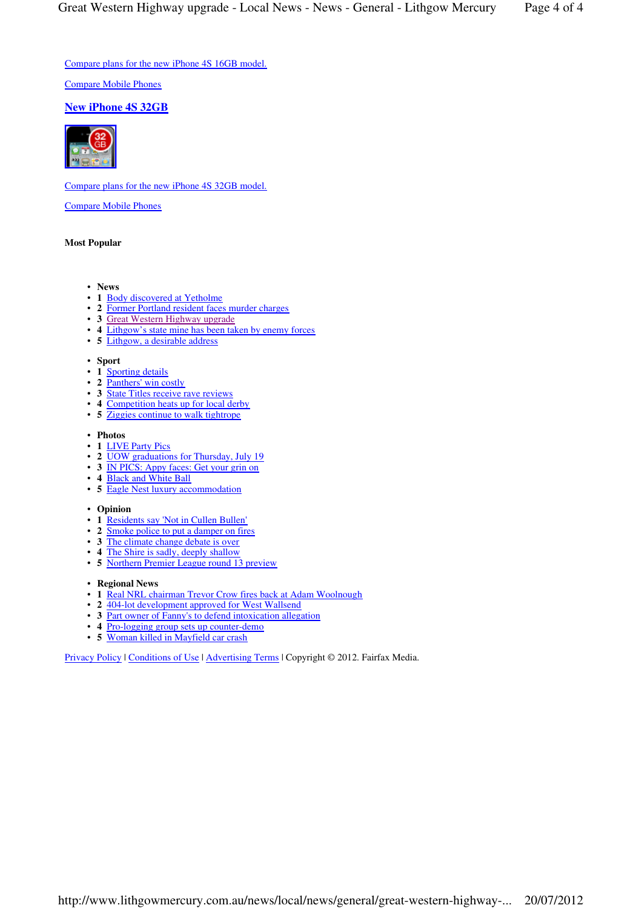Compare plans for the new iPhone 4S 16GB model.

Compare Mobile Phones

**New iPhone 4S 32GB**

Compare plans for the new iPhone 4S 32GB model.

Compare Mobile Phones

**Most Popular**

- **News**
- **1** Body discovered at Yetholme
- **2** Former Portland resident faces murder charges
- **3** Great Western Highway upgrade
- **4** Lithgow's state mine has been taken by enemy forces
- **5** Lithgow, a desirable address

- **Sport**
- **1** Sporting details
- **2** Panthers' win costly
- **3** State Titles receive rave reviews
- **4** Competition heats up for local derby
- **5** Ziggies continue to walk tightrope

- **Photos**
- **1** LIVE Party Pics
- **2** UOW graduations for Thursday, July 19
- **3** IN PICS: Appy faces: Get your grin on
- **4** Black and White Ball
- **5** Eagle Nest luxury accommodation

- **Opinion**
- **1** Residents say 'Not in Cullen Bullen'
- **2** Smoke police to put a damper on fires
- **3** The climate change debate is over
- **4** The Shire is sadly, deeply shallow
- **5** Northern Premier League round 13 preview

- **Regional News**
- **1** Real NRL chairman Trevor Crow fires back at Adam Woolnough
- **2** 404-lot development approved for West Wallsend
- **3** Part owner of Fanny's to defend intoxication allegation
- **4** Pro-logging group sets up counter-demo
- **5** Woman killed in Mayfield car crash

Privacy Policy | Conditions of Use | Advertising Terms | Copyright © 2012. Fairfax Media.